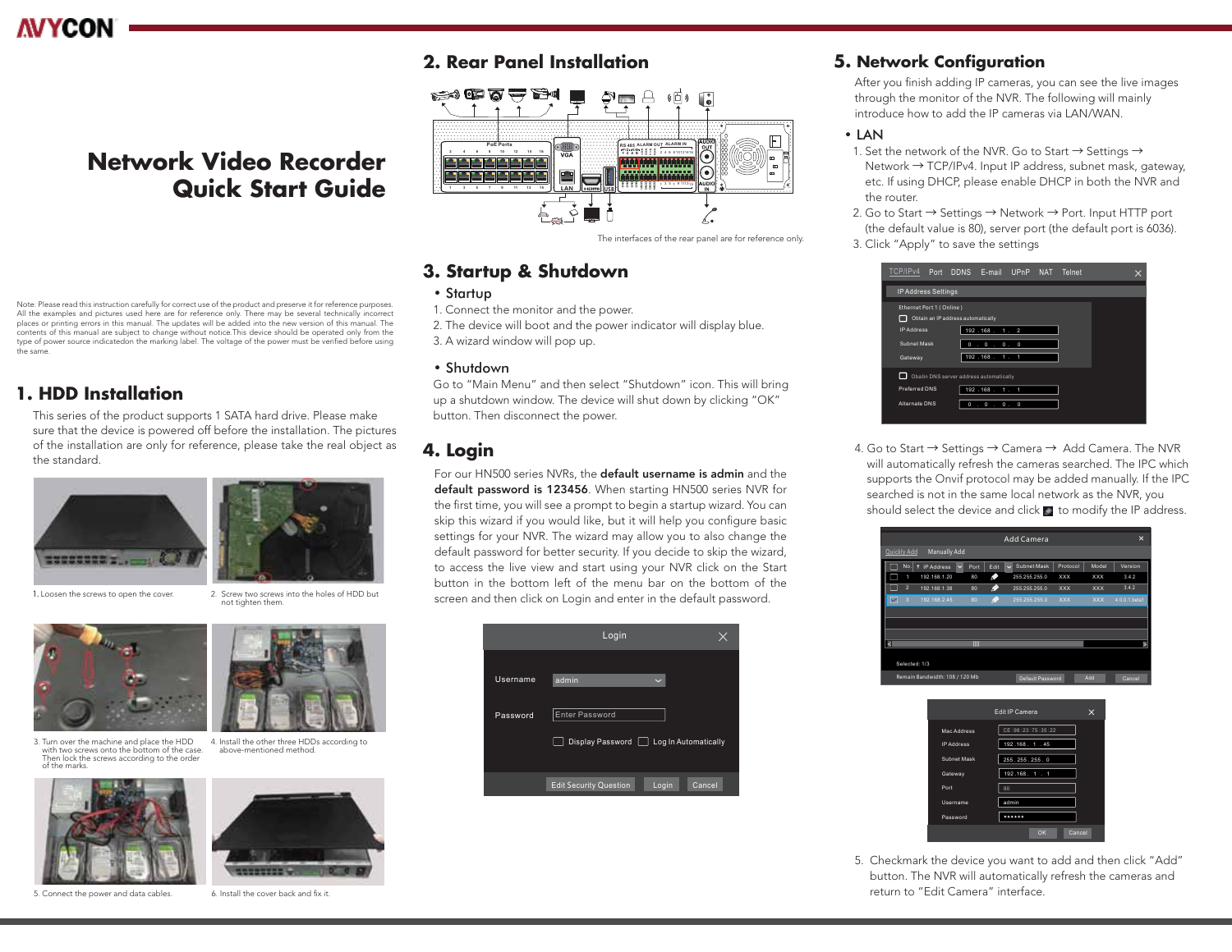# Network Video Recorder Quick Start Guide

Note: Please read this instruction carefully for correct use of the product and preserve it for reference purposes. All the examples and pictures used here are for reference only. There may be several technically incorrect places or printing errors in this manual. The updates will be added into the new version of this manual. The contents of this manual are subject to change without notice.This device should be operated only from the type of power source indicatedon the marking label. The voltage of the power must be verified before using the same.

## 1. HDD Installation

This series of the product supports 1 SATA hard drive. Please make sure that the device is powered off before the installation. The pictures of the installation are only for reference, please take the real object as the standard.

1. Loosen the screws to open the cover.

2. Screw two screws into the holes of HDD but not tighten them.

3. Turn over the machine and place the HDD with two screws onto the bottom of the case. Then lock the screws according to the order of the marks.

4. Install the other three HDDs according to above-mentioned method.

5. Connect the power and data cables.

6. Install the cover back and fix it.

## 2. Rear Panel Installation

The interfaces of the rear panel are for reference only.

## 3. Startup & Shutdown

- Startup

1. Connect the monitor and the power.
2. The device will boot and the power indicator will display blue.
3. A wizard window will pop up.

- Shutdown

Go to "Main Menu" and then select "Shutdown" icon. This will bring up a shutdown window. The device will shut down by clicking "OK" button. Then disconnect the power.

## 4. Login

For our HN500 series NVRs, the **default username is admin** and the **default password is 123456**. When starting HN500 series NVR for the first time, you will see a prompt to begin a startup wizard. You can skip this wizard if you would like, but it will help you configure basic settings for your NVR. The wizard may allow you to also change the default password for better security. If you decide to skip the wizard, to access the live view and start using your NVR click on the Start button in the bottom left of the menu bar on the bottom of the screen and then click on Login and enter in the default password.

## 5. Network Configuration

After you finish adding IP cameras, you can see the live images through the monitor of the NVR. The following will mainly introduce how to add the IP cameras via LAN/WAN.

- LAN

1. Set the network of the NVR. Go to Start → Settings → Network → TCP/IPv4. Input IP address, subnet mask, gateway, etc. If using DHCP, please enable DHCP in both the NVR and the router.
2. Go to Start → Settings → Network → Port. Input HTTP port (the default value is 80), server port (the default port is 6036).
3. Click "Apply" to save the settings

4. Go to Start → Settings → Camera → Add Camera. The NVR will automatically refresh the cameras searched. The IPC which supports the Onvif protocol may be added manually. If the IPC searched is not in the same local network as the NVR, you should select the device and click ✎ to modify the IP address.

5. Checkmark the device you want to add and then click "Add" button. The NVR will automatically refresh the cameras and return to "Edit Camera" interface.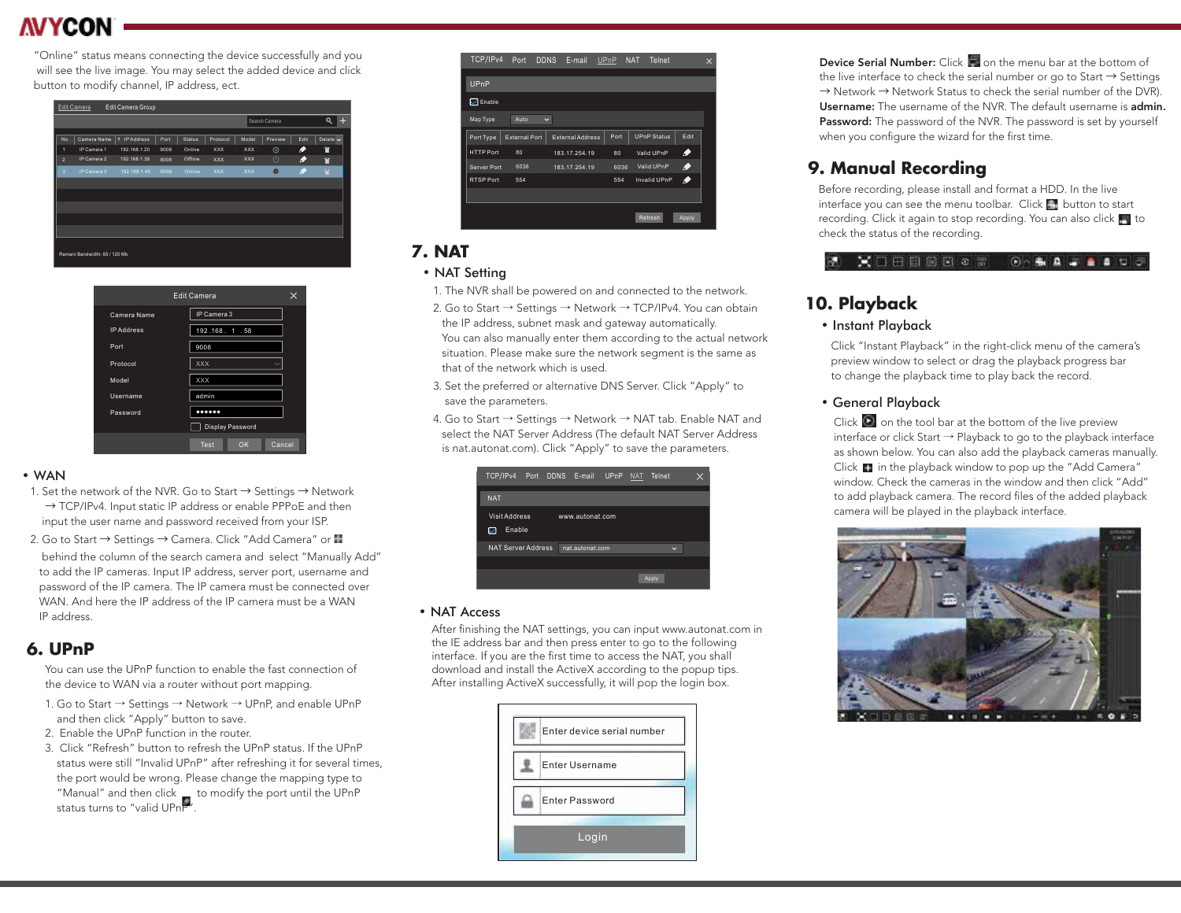"Online" status means connecting the device successfully and you will see the live image. You may select the added device and click button to modify channel, IP address, ect.

- **WAN**

1. Set the network of the NVR. Go to Start → Settings → Network → TCP/IPv4. Input static IP address or enable PPPoE and then input the user name and password received from your ISP.
2. Go to Start → Settings → Camera. Click "Add Camera" or behind the column of the search camera and select "Manually Add" to add the IP cameras. Input IP address, server port, username and password of the IP camera. The IP camera must be connected over WAN. And here the IP address of the IP camera must be a WAN IP address.

## 6. UPnP

You can use the UPnP function to enable the fast connection of the device to WAN via a router without port mapping.

1. Go to Start → Settings → Network → UPnP, and enable UPnP and then click "Apply" button to save.
2. Enable the UPnP function in the router.
3. Click "Refresh" button to refresh the UPnP status. If the UPnP status were still "Invalid UPnP" after refreshing it for several times, the port would be wrong. Please change the mapping type to "Manual" and then click to modify the port until the UPnP status turns to "valid UPnP".

## 7. NAT

- **NAT Setting**

1. The NVR shall be powered on and connected to the network.
2. Go to Start → Settings → Network → TCP/IPv4. You can obtain the IP address, subnet mask and gateway automatically. You can also manually enter them according to the actual network situation. Please make sure the network segment is the same as that of the network which is used.
3. Set the preferred or alternative DNS Server. Click "Apply" to save the parameters.
4. Go to Start → Settings → Network → NAT tab. Enable NAT and select the NAT Server Address (The default NAT Server Address is nat.autonat.com). Click "Apply" to save the parameters.

- **NAT Access**

After finishing the NAT settings, you can input www.autonat.com in the IE address bar and then press enter to go to the following interface. If you are the first time to access the NAT, you shall download and install the ActiveX according to the popup tips. After installing ActiveX successfully, it will pop the login box.

**Device Serial Number:** Click on the menu bar at the bottom of the live interface to check the serial number or go to Start → Settings → Network → Network Status to check the serial number of the DVR).
**Username:** The username of the NVR. The default username is **admin.**
**Password:** The password of the NVR. The password is set by yourself when you configure the wizard for the first time.

## 9. Manual Recording

Before recording, please install and format a HDD. In the live interface you can see the menu toolbar. Click button to start recording. Click it again to stop recording. You can also click to check the status of the recording.

## 10. Playback

- **Instant Playback**

Click "Instant Playback" in the right-click menu of the camera's preview window to select or drag the playback progress bar to change the playback time to play back the record.

- **General Playback**

Click on the tool bar at the bottom of the live preview interface or click Start → Playback to go to the playback interface as shown below. You can also add the playback cameras manually. Click in the playback window to pop up the "Add Camera" window. Check the cameras in the window and then click "Add" to add playback camera. The record files of the added playback camera will be played in the playback interface.